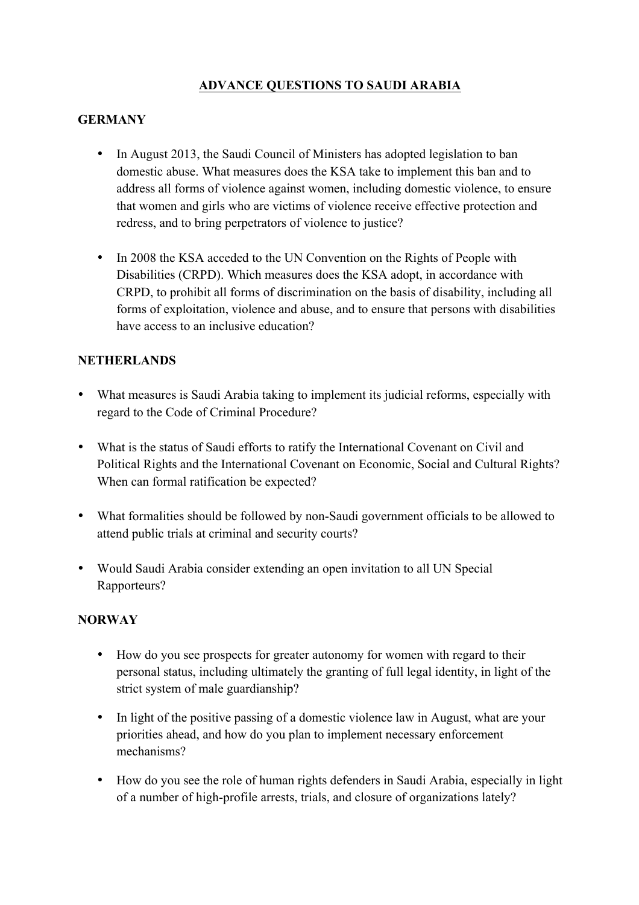# ADVANCE QUESTIONS TO SAUDI ARABIA

## GERMANY

- In August 2013, the Saudi Council of Ministers has adopted legislation to ban domestic abuse. What measures does the KSA take to implement this ban and to address all forms of violence against women, including domestic violence, to ensure that women and girls who are victims of violence receive effective protection and redress, and to bring perpetrators of violence to justice?

- In 2008 the KSA acceded to the UN Convention on the Rights of People with Disabilities (CRPD). Which measures does the KSA adopt, in accordance with CRPD, to prohibit all forms of discrimination on the basis of disability, including all forms of exploitation, violence and abuse, and to ensure that persons with disabilities have access to an inclusive education?

## NETHERLANDS

- What measures is Saudi Arabia taking to implement its judicial reforms, especially with regard to the Code of Criminal Procedure?

- What is the status of Saudi efforts to ratify the International Covenant on Civil and Political Rights and the International Covenant on Economic, Social and Cultural Rights? When can formal ratification be expected?

- What formalities should be followed by non-Saudi government officials to be allowed to attend public trials at criminal and security courts?

- Would Saudi Arabia consider extending an open invitation to all UN Special Rapporteurs?

## NORWAY

- How do you see prospects for greater autonomy for women with regard to their personal status, including ultimately the granting of full legal identity, in light of the strict system of male guardianship?

- In light of the positive passing of a domestic violence law in August, what are your priorities ahead, and how do you plan to implement necessary enforcement mechanisms?

- How do you see the role of human rights defenders in Saudi Arabia, especially in light of a number of high-profile arrests, trials, and closure of organizations lately?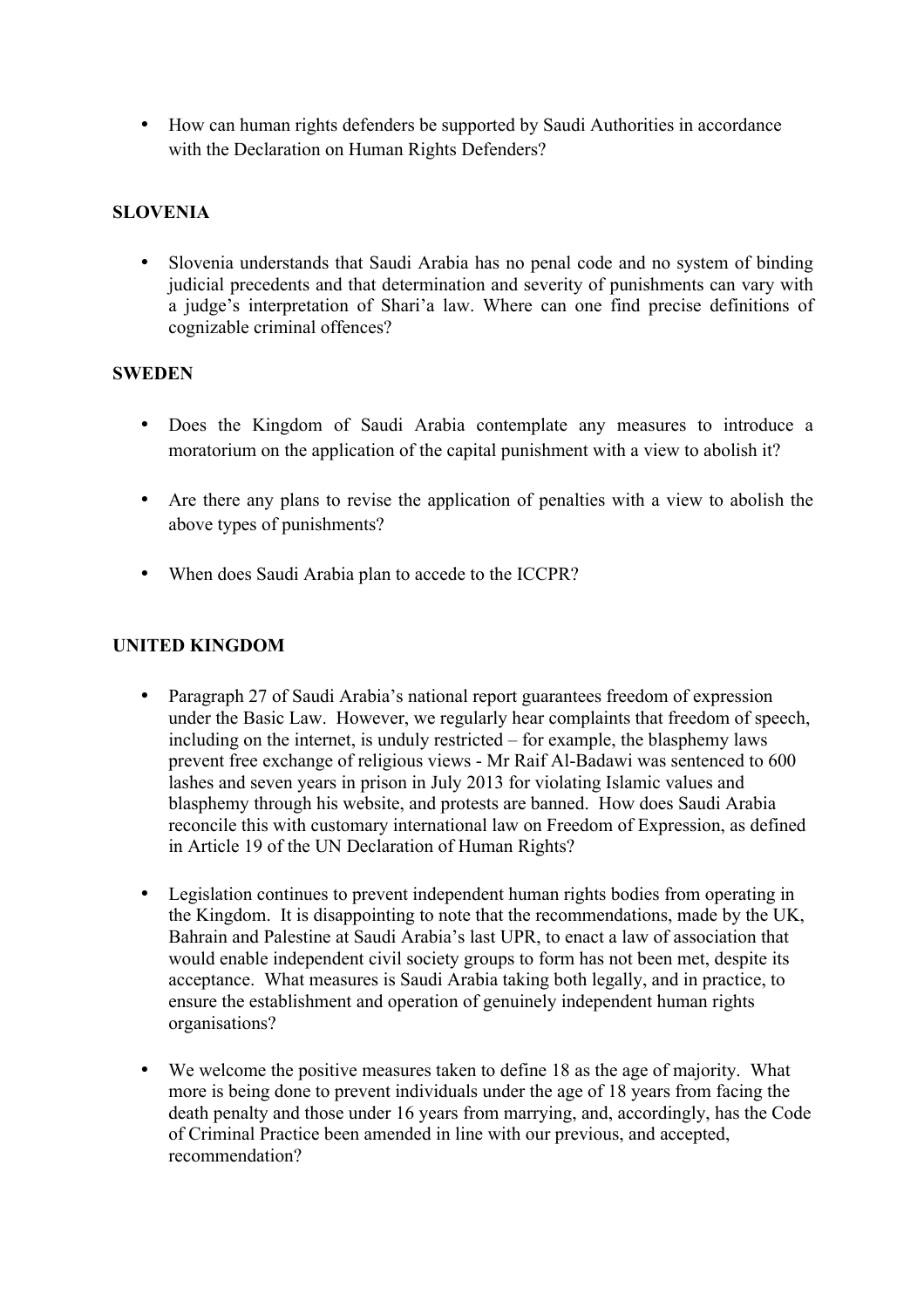- How can human rights defenders be supported by Saudi Authorities in accordance with the Declaration on Human Rights Defenders?

**SLOVENIA**

- Slovenia understands that Saudi Arabia has no penal code and no system of binding judicial precedents and that determination and severity of punishments can vary with a judge's interpretation of Shari'a law. Where can one find precise definitions of cognizable criminal offences?

**SWEDEN**

- Does the Kingdom of Saudi Arabia contemplate any measures to introduce a moratorium on the application of the capital punishment with a view to abolish it?
- Are there any plans to revise the application of penalties with a view to abolish the above types of punishments?
- When does Saudi Arabia plan to accede to the ICCPR?

**UNITED KINGDOM**

- Paragraph 27 of Saudi Arabia's national report guarantees freedom of expression under the Basic Law. However, we regularly hear complaints that freedom of speech, including on the internet, is unduly restricted – for example, the blasphemy laws prevent free exchange of religious views - Mr Raif Al-Badawi was sentenced to 600 lashes and seven years in prison in July 2013 for violating Islamic values and blasphemy through his website, and protests are banned. How does Saudi Arabia reconcile this with customary international law on Freedom of Expression, as defined in Article 19 of the UN Declaration of Human Rights?
- Legislation continues to prevent independent human rights bodies from operating in the Kingdom. It is disappointing to note that the recommendations, made by the UK, Bahrain and Palestine at Saudi Arabia's last UPR, to enact a law of association that would enable independent civil society groups to form has not been met, despite its acceptance. What measures is Saudi Arabia taking both legally, and in practice, to ensure the establishment and operation of genuinely independent human rights organisations?
- We welcome the positive measures taken to define 18 as the age of majority. What more is being done to prevent individuals under the age of 18 years from facing the death penalty and those under 16 years from marrying, and, accordingly, has the Code of Criminal Practice been amended in line with our previous, and accepted, recommendation?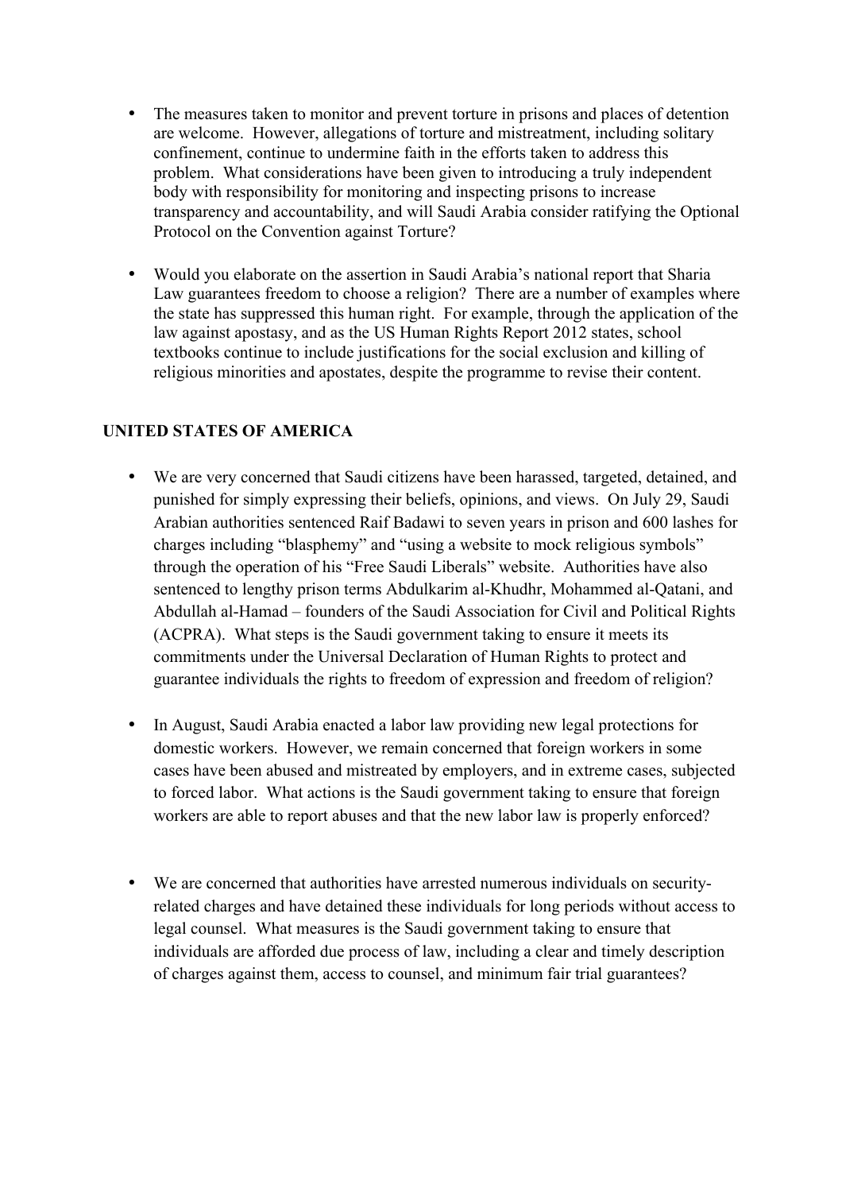- The measures taken to monitor and prevent torture in prisons and places of detention are welcome. However, allegations of torture and mistreatment, including solitary confinement, continue to undermine faith in the efforts taken to address this problem. What considerations have been given to introducing a truly independent body with responsibility for monitoring and inspecting prisons to increase transparency and accountability, and will Saudi Arabia consider ratifying the Optional Protocol on the Convention against Torture?

- Would you elaborate on the assertion in Saudi Arabia's national report that Sharia Law guarantees freedom to choose a religion? There are a number of examples where the state has suppressed this human right. For example, through the application of the law against apostasy, and as the US Human Rights Report 2012 states, school textbooks continue to include justifications for the social exclusion and killing of religious minorities and apostates, despite the programme to revise their content.

**UNITED STATES OF AMERICA**

- We are very concerned that Saudi citizens have been harassed, targeted, detained, and punished for simply expressing their beliefs, opinions, and views. On July 29, Saudi Arabian authorities sentenced Raif Badawi to seven years in prison and 600 lashes for charges including "blasphemy" and "using a website to mock religious symbols" through the operation of his "Free Saudi Liberals" website. Authorities have also sentenced to lengthy prison terms Abdulkarim al-Khudhr, Mohammed al-Qatani, and Abdullah al-Hamad – founders of the Saudi Association for Civil and Political Rights (ACPRA). What steps is the Saudi government taking to ensure it meets its commitments under the Universal Declaration of Human Rights to protect and guarantee individuals the rights to freedom of expression and freedom of religion?

- In August, Saudi Arabia enacted a labor law providing new legal protections for domestic workers. However, we remain concerned that foreign workers in some cases have been abused and mistreated by employers, and in extreme cases, subjected to forced labor. What actions is the Saudi government taking to ensure that foreign workers are able to report abuses and that the new labor law is properly enforced?

- We are concerned that authorities have arrested numerous individuals on security-related charges and have detained these individuals for long periods without access to legal counsel. What measures is the Saudi government taking to ensure that individuals are afforded due process of law, including a clear and timely description of charges against them, access to counsel, and minimum fair trial guarantees?